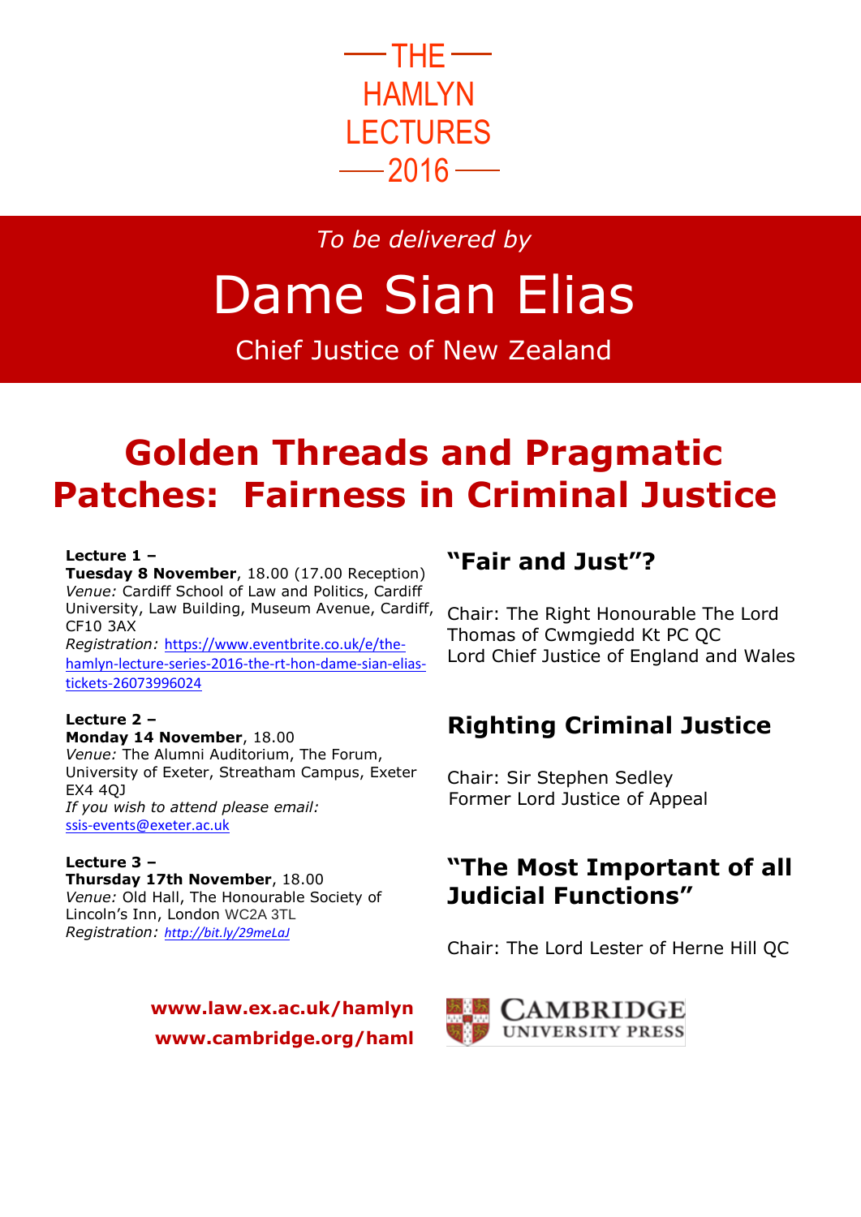# THE HAMLYN LECTURES 2016

*To be delivered by*

# Dame Sian Elias

Chief Justice of New Zealand

## Golden Threads and Pragmatic Patches: Fairness in Criminal Justice

**Lecture 1 –**
**Tuesday 8 November**, 18.00 (17.00 Reception)
*Venue:* Cardiff School of Law and Politics, Cardiff University, Law Building, Museum Avenue, Cardiff, CF10 3AX
*Registration:* https://www.eventbrite.co.uk/e/the-hamlyn-lecture-series-2016-the-rt-hon-dame-sian-elias-tickets-26073996024

### "Fair and Just"?

Chair: The Right Honourable The Lord Thomas of Cwmgiedd Kt PC QC
Lord Chief Justice of England and Wales

**Lecture 2 –**
**Monday 14 November**, 18.00
*Venue:* The Alumni Auditorium, The Forum, University of Exeter, Streatham Campus, Exeter EX4 4QJ
*If you wish to attend please email:* ssis-events@exeter.ac.uk

### Righting Criminal Justice

Chair: Sir Stephen Sedley
Former Lord Justice of Appeal

**Lecture 3 –**
**Thursday 17th November**, 18.00
*Venue:* Old Hall, The Honourable Society of Lincoln's Inn, London WC2A 3TL
*Registration:* http://bit.ly/29meLaJ

### "The Most Important of all Judicial Functions"

Chair: The Lord Lester of Herne Hill QC

**www.law.ex.ac.uk/hamlyn**
**www.cambridge.org/haml**

CAMBRIDGE UNIVERSITY PRESS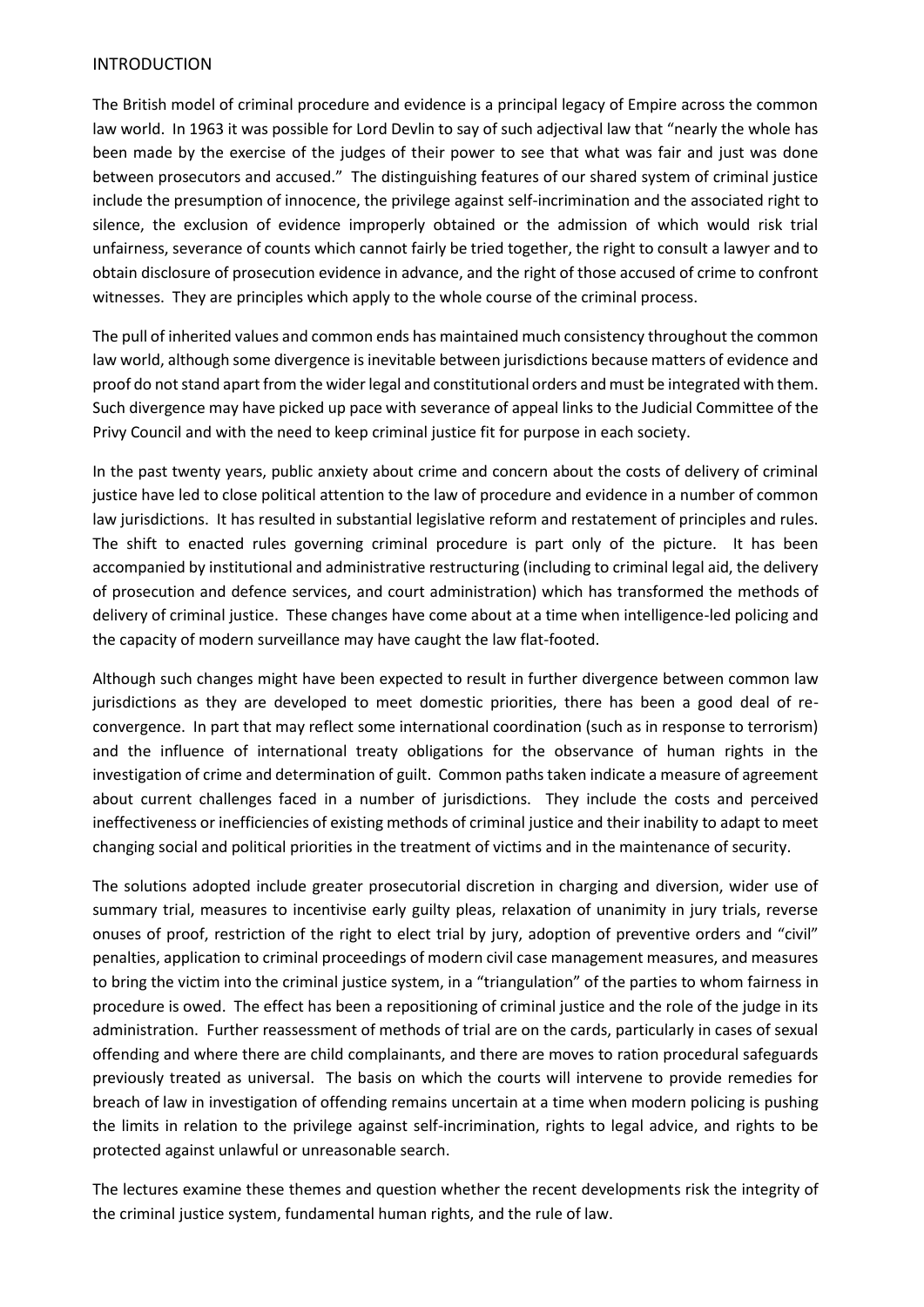## INTRODUCTION

The British model of criminal procedure and evidence is a principal legacy of Empire across the common law world. In 1963 it was possible for Lord Devlin to say of such adjectival law that "nearly the whole has been made by the exercise of the judges of their power to see that what was fair and just was done between prosecutors and accused." The distinguishing features of our shared system of criminal justice include the presumption of innocence, the privilege against self-incrimination and the associated right to silence, the exclusion of evidence improperly obtained or the admission of which would risk trial unfairness, severance of counts which cannot fairly be tried together, the right to consult a lawyer and to obtain disclosure of prosecution evidence in advance, and the right of those accused of crime to confront witnesses. They are principles which apply to the whole course of the criminal process.

The pull of inherited values and common ends has maintained much consistency throughout the common law world, although some divergence is inevitable between jurisdictions because matters of evidence and proof do not stand apart from the wider legal and constitutional orders and must be integrated with them. Such divergence may have picked up pace with severance of appeal links to the Judicial Committee of the Privy Council and with the need to keep criminal justice fit for purpose in each society.

In the past twenty years, public anxiety about crime and concern about the costs of delivery of criminal justice have led to close political attention to the law of procedure and evidence in a number of common law jurisdictions. It has resulted in substantial legislative reform and restatement of principles and rules. The shift to enacted rules governing criminal procedure is part only of the picture. It has been accompanied by institutional and administrative restructuring (including to criminal legal aid, the delivery of prosecution and defence services, and court administration) which has transformed the methods of delivery of criminal justice. These changes have come about at a time when intelligence-led policing and the capacity of modern surveillance may have caught the law flat-footed.

Although such changes might have been expected to result in further divergence between common law jurisdictions as they are developed to meet domestic priorities, there has been a good deal of re-convergence. In part that may reflect some international coordination (such as in response to terrorism) and the influence of international treaty obligations for the observance of human rights in the investigation of crime and determination of guilt. Common paths taken indicate a measure of agreement about current challenges faced in a number of jurisdictions. They include the costs and perceived ineffectiveness or inefficiencies of existing methods of criminal justice and their inability to adapt to meet changing social and political priorities in the treatment of victims and in the maintenance of security.

The solutions adopted include greater prosecutorial discretion in charging and diversion, wider use of summary trial, measures to incentivise early guilty pleas, relaxation of unanimity in jury trials, reverse onuses of proof, restriction of the right to elect trial by jury, adoption of preventive orders and "civil" penalties, application to criminal proceedings of modern civil case management measures, and measures to bring the victim into the criminal justice system, in a "triangulation" of the parties to whom fairness in procedure is owed. The effect has been a repositioning of criminal justice and the role of the judge in its administration. Further reassessment of methods of trial are on the cards, particularly in cases of sexual offending and where there are child complainants, and there are moves to ration procedural safeguards previously treated as universal. The basis on which the courts will intervene to provide remedies for breach of law in investigation of offending remains uncertain at a time when modern policing is pushing the limits in relation to the privilege against self-incrimination, rights to legal advice, and rights to be protected against unlawful or unreasonable search.

The lectures examine these themes and question whether the recent developments risk the integrity of the criminal justice system, fundamental human rights, and the rule of law.